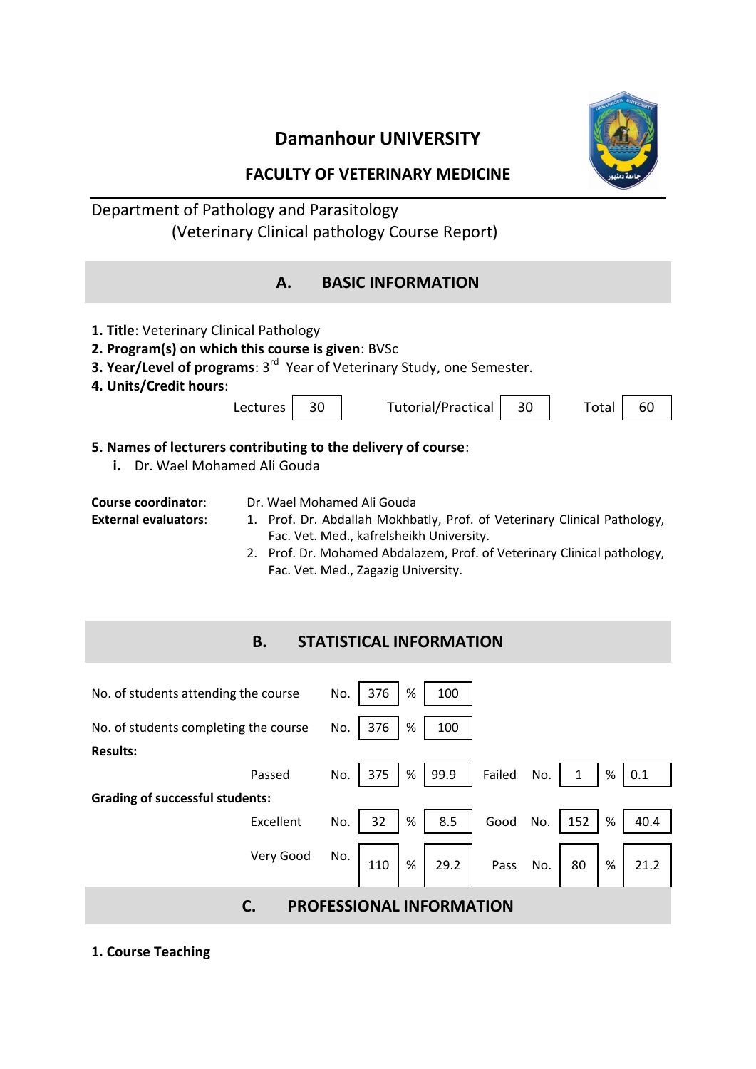# Damanhour UNIVERSITY

## FACULTY OF VETERINARY MEDICINE

Department of Pathology and Parasitology

(Veterinary Clinical pathology Course Report)

## A. BASIC INFORMATION

**1. Title**: Veterinary Clinical Pathology

**2. Program(s) on which this course is given**: BVSc

**3. Year/Level of programs**: 3rd Year of Veterinary Study, one Semester.

**4. Units/Credit hours**:

| Lectures | 30 | Tutorial/Practical | 30 | Total | 60 |
|---|---|---|---|---|---|

**5. Names of lecturers contributing to the delivery of course**:

i. Dr. Wael Mohamed Ali Gouda

**Course coordinator**: Dr. Wael Mohamed Ali Gouda

**External evaluators**:

1. Prof. Dr. Abdallah Mokhbatly, Prof. of Veterinary Clinical Pathology, Fac. Vet. Med., kafrelsheikh University.
2. Prof. Dr. Mohamed Abdalazem, Prof. of Veterinary Clinical pathology, Fac. Vet. Med., Zagazig University.

## B. STATISTICAL INFORMATION

| | | No. | % | | No. | % |
|---|---|---|---|---|---|---|
| No. of students attending the course | | 376 | 100 | | | |
| No. of students completing the course | | 376 | 100 | | | |
| **Results:** | Passed | 375 | 99.9 | Failed | 1 | 0.1 |
| **Grading of successful students:** | Excellent | 32 | 8.5 | Good | 152 | 40.4 |
| | Very Good | 110 | 29.2 | Pass | 80 | 21.2 |

## C. PROFESSIONAL INFORMATION

**1. Course Teaching**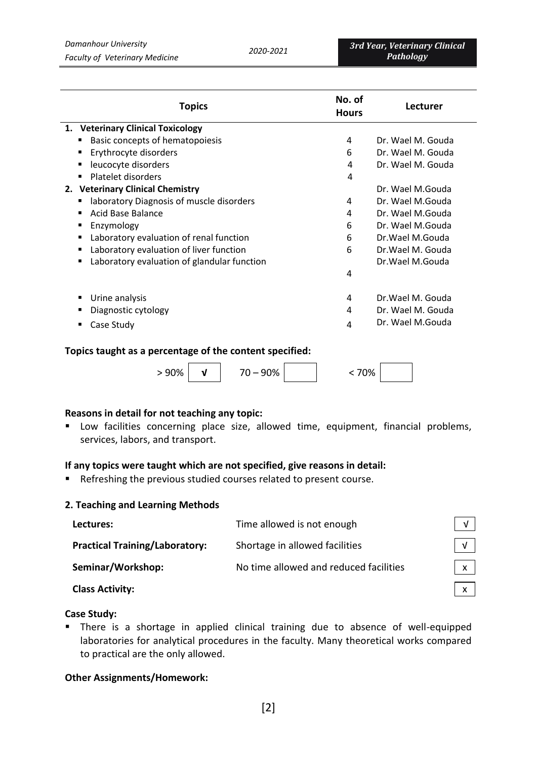| Topics | No. of Hours | Lecturer |
|---|---|---|
| **1. Veterinary Clinical Toxicology** | | |
| ▪ Basic concepts of hematopoiesis | 4 | Dr. Wael M. Gouda |
| ▪ Erythrocyte disorders | 6 | Dr. Wael M. Gouda |
| ▪ leucocyte disorders | 4 | Dr. Wael M. Gouda |
| ▪ Platelet disorders | 4 | |
| **2. Veterinary Clinical Chemistry** | | Dr. Wael M.Gouda |
| ▪ laboratory Diagnosis of muscle disorders | 4 | Dr. Wael M.Gouda |
| ▪ Acid Base Balance | 4 | Dr. Wael M.Gouda |
| ▪ Enzymology | 6 | Dr. Wael M.Gouda |
| ▪ Laboratory evaluation of renal function | 6 | Dr.Wael M.Gouda |
| ▪ Laboratory evaluation of liver function | 6 | Dr.Wael M. Gouda |
| ▪ Laboratory evaluation of glandular function | 4 | Dr.Wael M.Gouda |
| ▪ Urine analysis | 4 | Dr.Wael M. Gouda |
| ▪ Diagnostic cytology | 4 | Dr. Wael M. Gouda |
| ▪ Case Study | 4 | Dr. Wael M.Gouda |

**Topics taught as a percentage of the content specified:**

| > 90% | √ | 70 – 90% | | < 70% | |
|---|---|---|---|---|---|

**Reasons in detail for not teaching any topic:**

- Low facilities concerning place size, allowed time, equipment, financial problems, services, labors, and transport.

**If any topics were taught which are not specified, give reasons in detail:**

- Refreshing the previous studied courses related to present course.

**2. Teaching and Learning Methods**

| | | |
|---|---|---|
| **Lectures:** | Time allowed is not enough | √ |
| **Practical Training/Laboratory:** | Shortage in allowed facilities | √ |
| **Seminar/Workshop:** | No time allowed and reduced facilities | x |
| **Class Activity:** | | x |

**Case Study:**

- There is a shortage in applied clinical training due to absence of well-equipped laboratories for analytical procedures in the faculty. Many theoretical works compared to practical are the only allowed.

**Other Assignments/Homework:**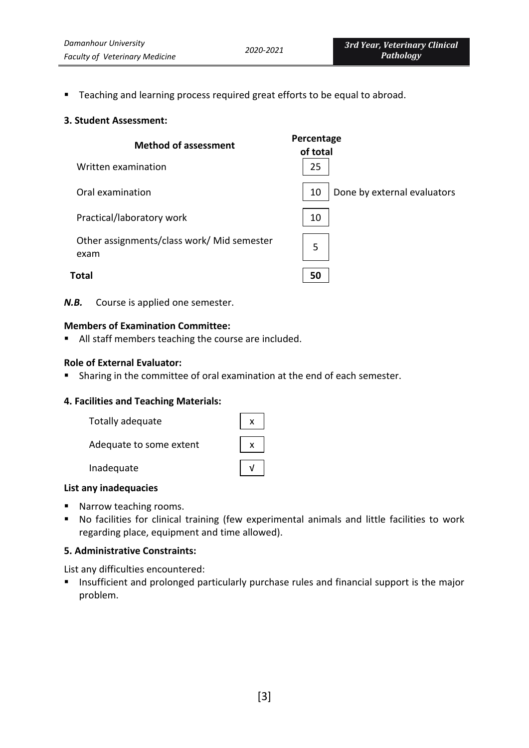- Teaching and learning process required great efforts to be equal to abroad.

### 3. Student Assessment:

| Method of assessment | Percentage of total | |
|---|---|---|
| Written examination | 25 | |
| Oral examination | 10 | Done by external evaluators |
| Practical/laboratory work | 10 | |
| Other assignments/class work/ Mid semester exam | 5 | |
| **Total** | **50** | |

***N.B.*** Course is applied one semester.

**Members of Examination Committee:**

- All staff members teaching the course are included.

**Role of External Evaluator:**

- Sharing in the committee of oral examination at the end of each semester.

### 4. Facilities and Teaching Materials:

| | |
|---|---|
| Totally adequate | x |
| Adequate to some extent | x |
| Inadequate | √ |

**List any inadequacies**

- Narrow teaching rooms.
- No facilities for clinical training (few experimental animals and little facilities to work regarding place, equipment and time allowed).

### 5. Administrative Constraints:

List any difficulties encountered:

- Insufficient and prolonged particularly purchase rules and financial support is the major problem.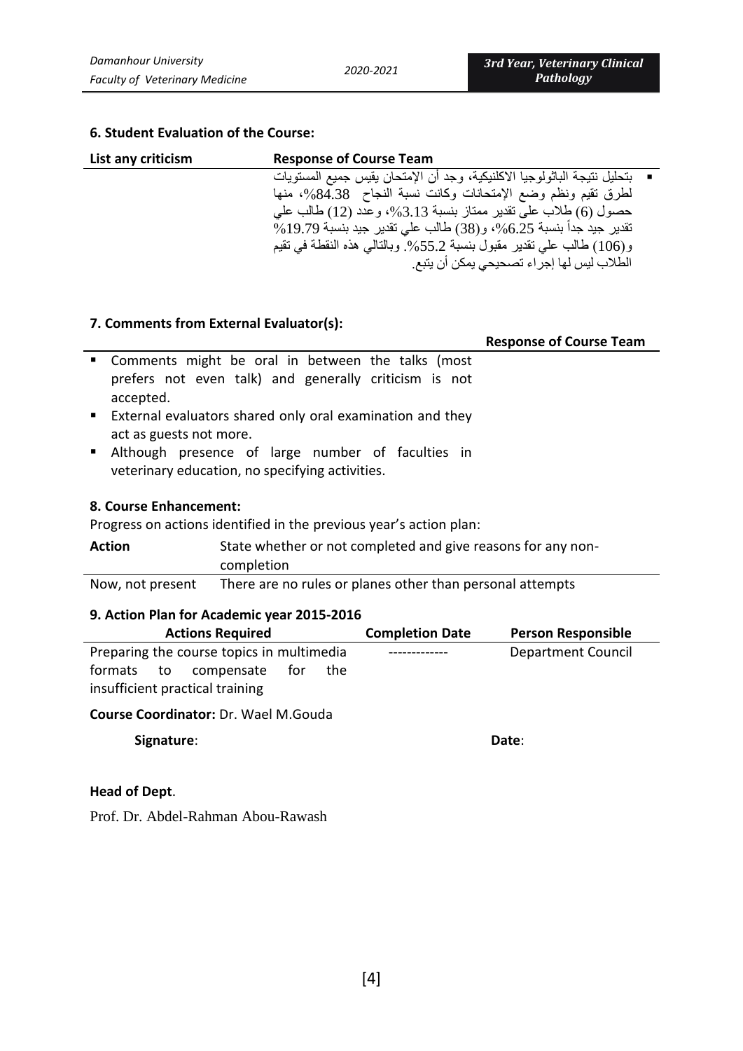### 6. Student Evaluation of the Course:

| List any criticism | Response of Course Team |
| --- | --- |
| | ▪ بتحليل نتيجة الباثولوجيا الاكلنيكية، وجد أن الإمتحان يقيس جميع المستويات لطرق تقيم ونظم وضع الإمتحانات وكانت نسبة النجاح 84.38%، منها حصول (6) طلاب على تقدير ممتاز بنسبة 3.13%، وعدد (12) طالب علي تقدير جيد جداً بنسبة 6.25%، و(38) طالب علي تقدير جيد بنسبة 19.79% و(106) طالب علي تقدير مقبول بنسبة 55.2%. وبالتالي هذه النقطة في تقيم الطلاب ليس لها إجراء تصحيحي يمكن أن يتبع. |

### 7. Comments from External Evaluator(s):

| | Response of Course Team |
| --- | --- |
| ▪ Comments might be oral in between the talks (most prefers not even talk) and generally criticism is not accepted.<br>▪ External evaluators shared only oral examination and they act as guests not more.<br>▪ Although presence of large number of faculties in veterinary education, no specifying activities. | |

### 8. Course Enhancement:

Progress on actions identified in the previous year's action plan:

| Action | State whether or not completed and give reasons for any non-completion |
| --- | --- |
| Now, not present | There are no rules or planes other than personal attempts |

### 9. Action Plan for Academic year 2015-2016

| Actions Required | Completion Date | Person Responsible |
| --- | --- | --- |
| Preparing the course topics in multimedia formats to compensate for the insufficient practical training | ------------- | Department Council |

**Course Coordinator:** Dr. Wael M.Gouda

**Signature**: **Date**:

**Head of Dept**.

Prof. Dr. Abdel-Rahman Abou-Rawash